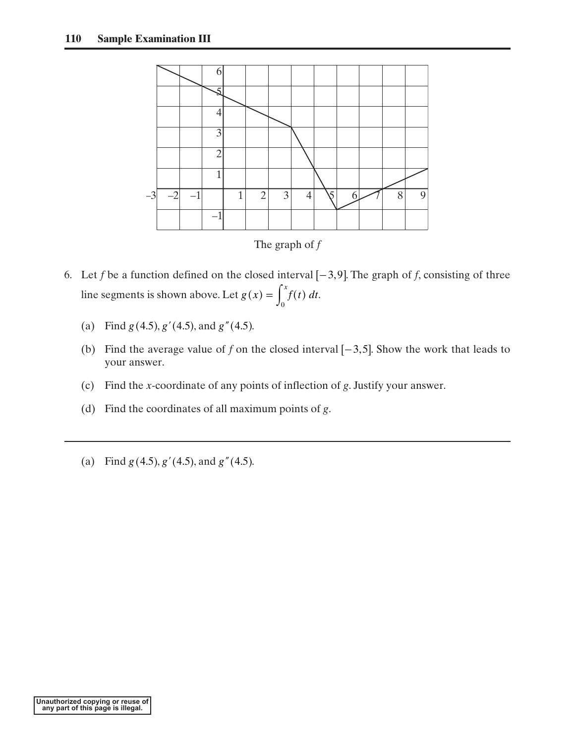The graph of $f$

6. Let $f$ be a function defined on the closed interval $[-3, 9]$. The graph of $f$, consisting of three line segments is shown above. Let $g(x) = \int_0^x f(t)\, dt$.

   (a) Find $g(4.5)$, $g'(4.5)$, and $g''(4.5)$.

   (b) Find the average value of $f$ on the closed interval $[-3, 5]$. Show the work that leads to your answer.

   (c) Find the $x$-coordinate of any points of inflection of $g$. Justify your answer.

   (d) Find the coordinates of all maximum points of $g$.

---

(a) Find $g(4.5)$, $g'(4.5)$, and $g''(4.5)$.

Unauthorized copying or reuse of any part of this page is illegal.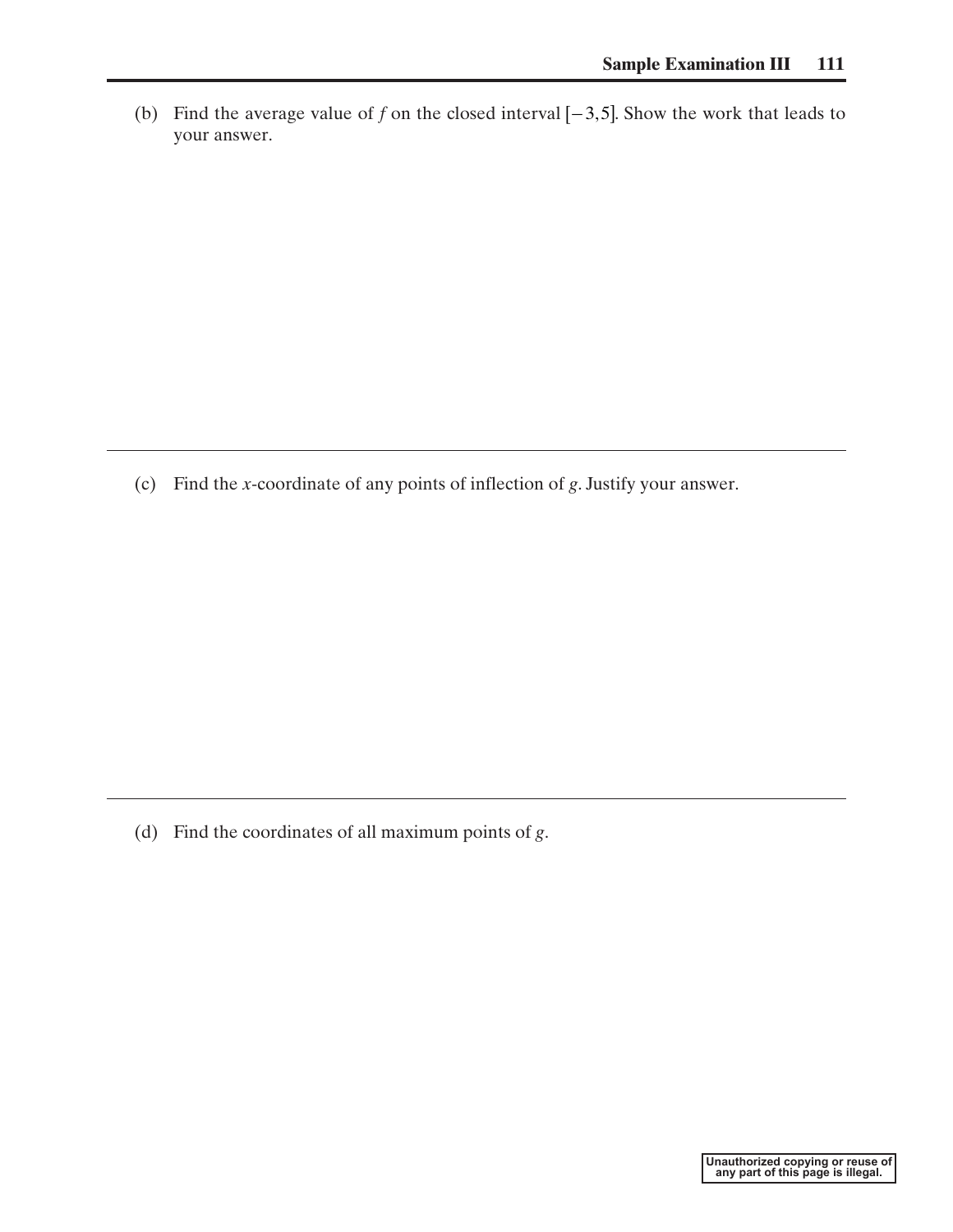(b) Find the average value of $f$ on the closed interval $[-3,5]$. Show the work that leads to your answer.

---

(c) Find the $x$-coordinate of any points of inflection of $g$. Justify your answer.

---

(d) Find the coordinates of all maximum points of $g$.

Unauthorized copying or reuse of any part of this page is illegal.